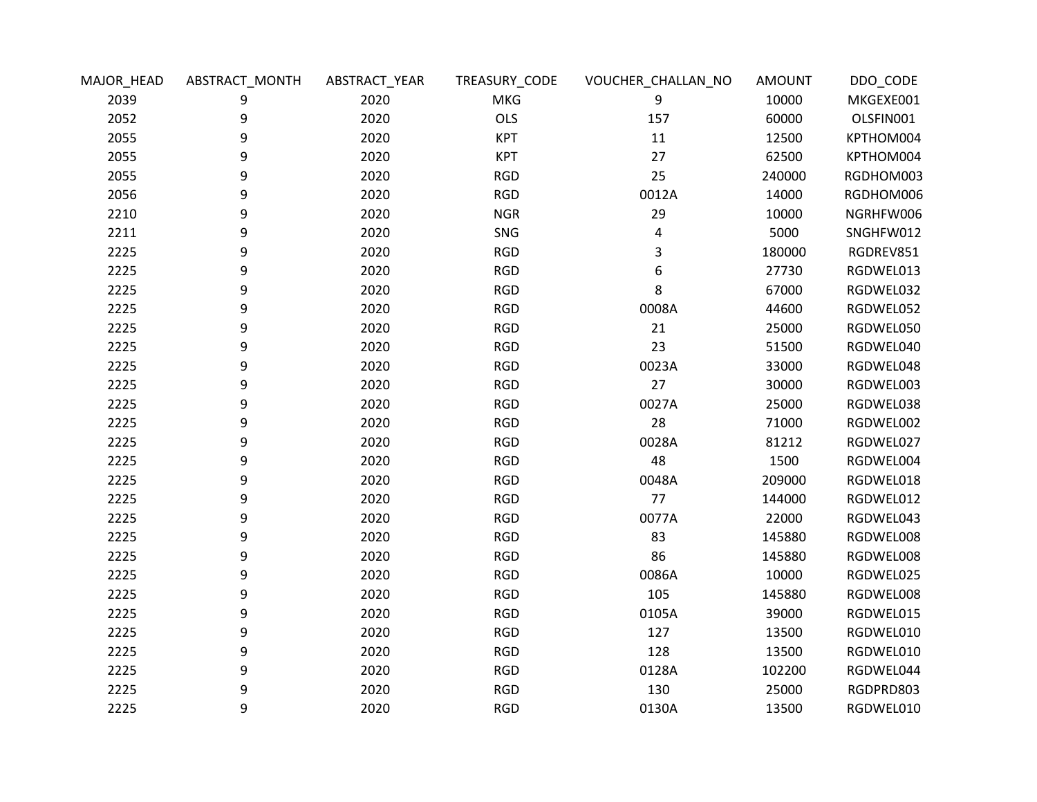| MAJOR_HEAD | ABSTRACT_MONTH | ABSTRACT_YEAR | TREASURY_CODE | VOUCHER_CHALLAN_NO | AMOUNT | DDO_CODE |
|---|---|---|---|---|---|---|
| 2039 | 9 | 2020 | MKG | 9 | 10000 | MKGEXE001 |
| 2052 | 9 | 2020 | OLS | 157 | 60000 | OLSFIN001 |
| 2055 | 9 | 2020 | KPT | 11 | 12500 | KPTHOM004 |
| 2055 | 9 | 2020 | KPT | 27 | 62500 | KPTHOM004 |
| 2055 | 9 | 2020 | RGD | 25 | 240000 | RGDHOM003 |
| 2056 | 9 | 2020 | RGD | 0012A | 14000 | RGDHOM006 |
| 2210 | 9 | 2020 | NGR | 29 | 10000 | NGRHFW006 |
| 2211 | 9 | 2020 | SNG | 4 | 5000 | SNGHFW012 |
| 2225 | 9 | 2020 | RGD | 3 | 180000 | RGDREV851 |
| 2225 | 9 | 2020 | RGD | 6 | 27730 | RGDWEL013 |
| 2225 | 9 | 2020 | RGD | 8 | 67000 | RGDWEL032 |
| 2225 | 9 | 2020 | RGD | 0008A | 44600 | RGDWEL052 |
| 2225 | 9 | 2020 | RGD | 21 | 25000 | RGDWEL050 |
| 2225 | 9 | 2020 | RGD | 23 | 51500 | RGDWEL040 |
| 2225 | 9 | 2020 | RGD | 0023A | 33000 | RGDWEL048 |
| 2225 | 9 | 2020 | RGD | 27 | 30000 | RGDWEL003 |
| 2225 | 9 | 2020 | RGD | 0027A | 25000 | RGDWEL038 |
| 2225 | 9 | 2020 | RGD | 28 | 71000 | RGDWEL002 |
| 2225 | 9 | 2020 | RGD | 0028A | 81212 | RGDWEL027 |
| 2225 | 9 | 2020 | RGD | 48 | 1500 | RGDWEL004 |
| 2225 | 9 | 2020 | RGD | 0048A | 209000 | RGDWEL018 |
| 2225 | 9 | 2020 | RGD | 77 | 144000 | RGDWEL012 |
| 2225 | 9 | 2020 | RGD | 0077A | 22000 | RGDWEL043 |
| 2225 | 9 | 2020 | RGD | 83 | 145880 | RGDWEL008 |
| 2225 | 9 | 2020 | RGD | 86 | 145880 | RGDWEL008 |
| 2225 | 9 | 2020 | RGD | 0086A | 10000 | RGDWEL025 |
| 2225 | 9 | 2020 | RGD | 105 | 145880 | RGDWEL008 |
| 2225 | 9 | 2020 | RGD | 0105A | 39000 | RGDWEL015 |
| 2225 | 9 | 2020 | RGD | 127 | 13500 | RGDWEL010 |
| 2225 | 9 | 2020 | RGD | 128 | 13500 | RGDWEL010 |
| 2225 | 9 | 2020 | RGD | 0128A | 102200 | RGDWEL044 |
| 2225 | 9 | 2020 | RGD | 130 | 25000 | RGDPRD803 |
| 2225 | 9 | 2020 | RGD | 0130A | 13500 | RGDWEL010 |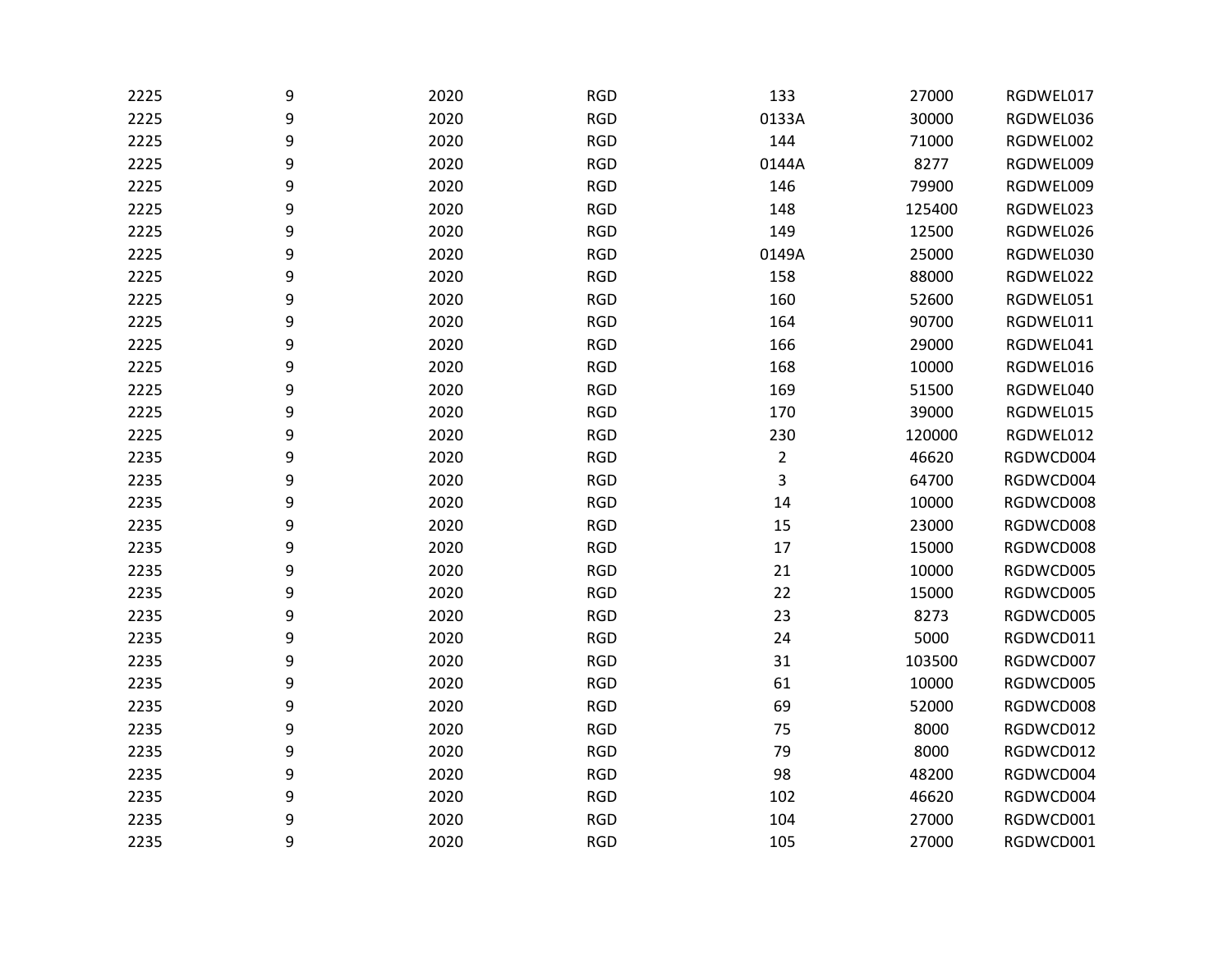| | | | | | | |
|---|---|---|---|---|---|---|
| 2225 | 9 | 2020 | RGD | 133 | 27000 | RGDWEL017 |
| 2225 | 9 | 2020 | RGD | 0133A | 30000 | RGDWEL036 |
| 2225 | 9 | 2020 | RGD | 144 | 71000 | RGDWEL002 |
| 2225 | 9 | 2020 | RGD | 0144A | 8277 | RGDWEL009 |
| 2225 | 9 | 2020 | RGD | 146 | 79900 | RGDWEL009 |
| 2225 | 9 | 2020 | RGD | 148 | 125400 | RGDWEL023 |
| 2225 | 9 | 2020 | RGD | 149 | 12500 | RGDWEL026 |
| 2225 | 9 | 2020 | RGD | 0149A | 25000 | RGDWEL030 |
| 2225 | 9 | 2020 | RGD | 158 | 88000 | RGDWEL022 |
| 2225 | 9 | 2020 | RGD | 160 | 52600 | RGDWEL051 |
| 2225 | 9 | 2020 | RGD | 164 | 90700 | RGDWEL011 |
| 2225 | 9 | 2020 | RGD | 166 | 29000 | RGDWEL041 |
| 2225 | 9 | 2020 | RGD | 168 | 10000 | RGDWEL016 |
| 2225 | 9 | 2020 | RGD | 169 | 51500 | RGDWEL040 |
| 2225 | 9 | 2020 | RGD | 170 | 39000 | RGDWEL015 |
| 2225 | 9 | 2020 | RGD | 230 | 120000 | RGDWEL012 |
| 2235 | 9 | 2020 | RGD | 2 | 46620 | RGDWCD004 |
| 2235 | 9 | 2020 | RGD | 3 | 64700 | RGDWCD004 |
| 2235 | 9 | 2020 | RGD | 14 | 10000 | RGDWCD008 |
| 2235 | 9 | 2020 | RGD | 15 | 23000 | RGDWCD008 |
| 2235 | 9 | 2020 | RGD | 17 | 15000 | RGDWCD008 |
| 2235 | 9 | 2020 | RGD | 21 | 10000 | RGDWCD005 |
| 2235 | 9 | 2020 | RGD | 22 | 15000 | RGDWCD005 |
| 2235 | 9 | 2020 | RGD | 23 | 8273 | RGDWCD005 |
| 2235 | 9 | 2020 | RGD | 24 | 5000 | RGDWCD011 |
| 2235 | 9 | 2020 | RGD | 31 | 103500 | RGDWCD007 |
| 2235 | 9 | 2020 | RGD | 61 | 10000 | RGDWCD005 |
| 2235 | 9 | 2020 | RGD | 69 | 52000 | RGDWCD008 |
| 2235 | 9 | 2020 | RGD | 75 | 8000 | RGDWCD012 |
| 2235 | 9 | 2020 | RGD | 79 | 8000 | RGDWCD012 |
| 2235 | 9 | 2020 | RGD | 98 | 48200 | RGDWCD004 |
| 2235 | 9 | 2020 | RGD | 102 | 46620 | RGDWCD004 |
| 2235 | 9 | 2020 | RGD | 104 | 27000 | RGDWCD001 |
| 2235 | 9 | 2020 | RGD | 105 | 27000 | RGDWCD001 |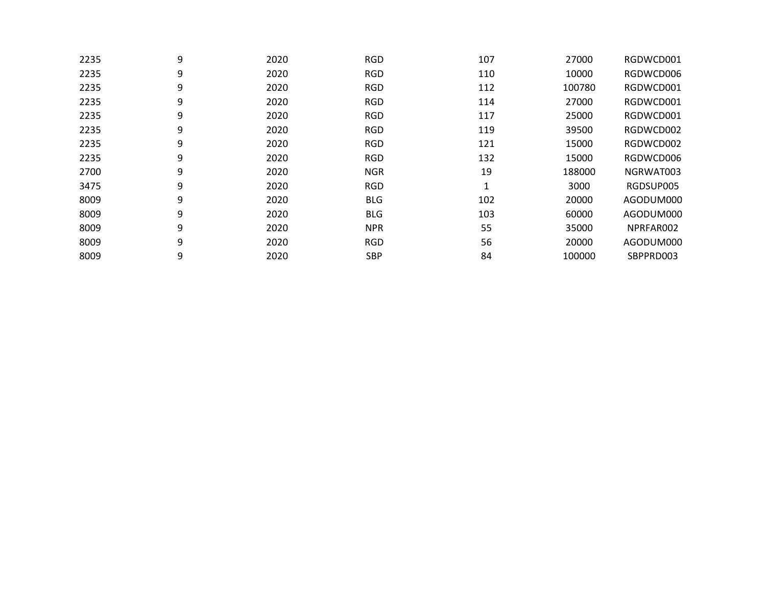| | | | | | | |
|---|---|---|---|---|---|---|
| 2235 | 9 | 2020 | RGD | 107 | 27000 | RGDWCD001 |
| 2235 | 9 | 2020 | RGD | 110 | 10000 | RGDWCD006 |
| 2235 | 9 | 2020 | RGD | 112 | 100780 | RGDWCD001 |
| 2235 | 9 | 2020 | RGD | 114 | 27000 | RGDWCD001 |
| 2235 | 9 | 2020 | RGD | 117 | 25000 | RGDWCD001 |
| 2235 | 9 | 2020 | RGD | 119 | 39500 | RGDWCD002 |
| 2235 | 9 | 2020 | RGD | 121 | 15000 | RGDWCD002 |
| 2235 | 9 | 2020 | RGD | 132 | 15000 | RGDWCD006 |
| 2700 | 9 | 2020 | NGR | 19 | 188000 | NGRWAT003 |
| 3475 | 9 | 2020 | RGD | 1 | 3000 | RGDSUP005 |
| 8009 | 9 | 2020 | BLG | 102 | 20000 | AGODUM000 |
| 8009 | 9 | 2020 | BLG | 103 | 60000 | AGODUM000 |
| 8009 | 9 | 2020 | NPR | 55 | 35000 | NPRFAR002 |
| 8009 | 9 | 2020 | RGD | 56 | 20000 | AGODUM000 |
| 8009 | 9 | 2020 | SBP | 84 | 100000 | SBPPRD003 |